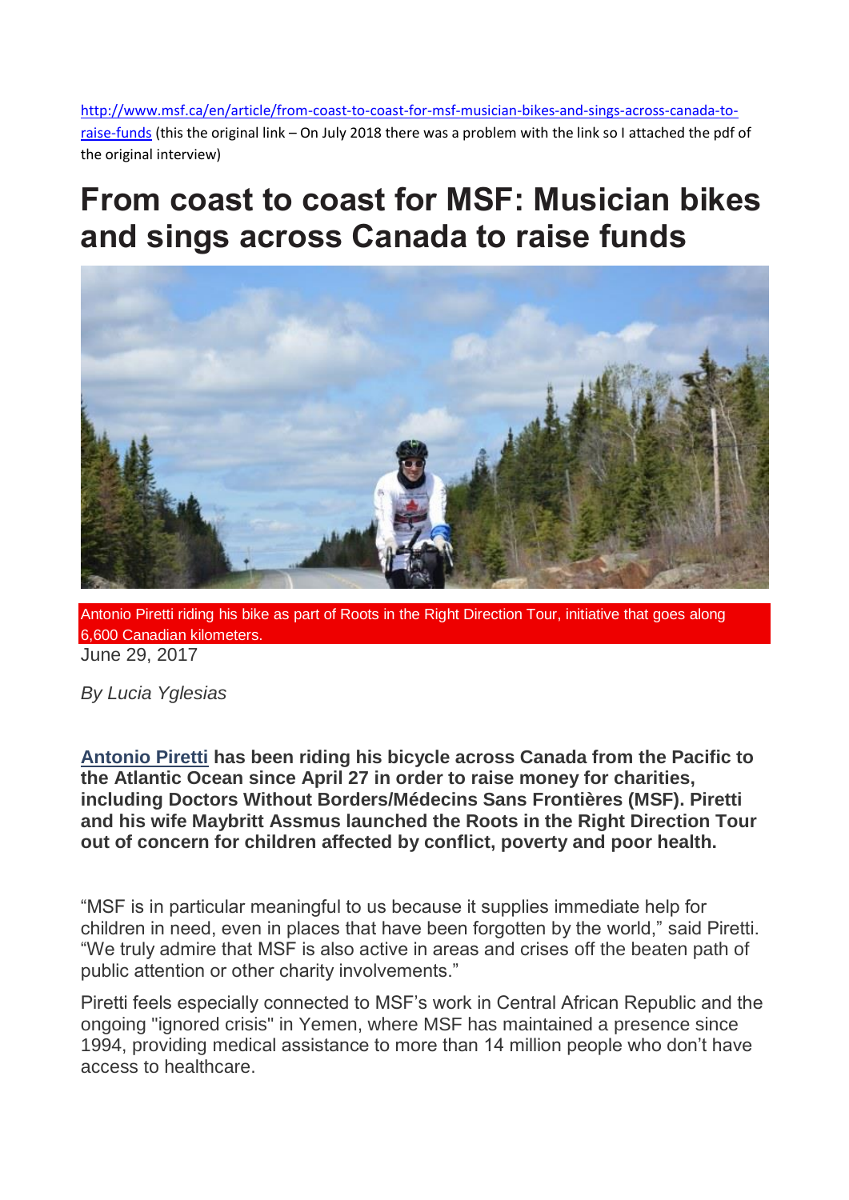[http://www.msf.ca/en/article/from-coast-to-coast-for-msf-musician-bikes-and-sings-across-canada-to-raise-funds](http://www.msf.ca/en/article/from-coast-to-coast-for-msf-musician-bikes-and-sings-across-canada-to-raise-funds) (this the original link – On July 2018 there was a problem with the link so I attached the pdf of the original interview)

# From coast to coast for MSF: Musician bikes and sings across Canada to raise funds

Antonio Piretti riding his bike as part of Roots in the Right Direction Tour, initiative that goes along 6,600 Canadian kilometers.

June 29, 2017

*By Lucia Yglesias*

**Antonio Piretti has been riding his bicycle across Canada from the Pacific to the Atlantic Ocean since April 27 in order to raise money for charities, including Doctors Without Borders/Médecins Sans Frontières (MSF). Piretti and his wife Maybritt Assmus launched the Roots in the Right Direction Tour out of concern for children affected by conflict, poverty and poor health.**

"MSF is in particular meaningful to us because it supplies immediate help for children in need, even in places that have been forgotten by the world," said Piretti. "We truly admire that MSF is also active in areas and crises off the beaten path of public attention or other charity involvements."

Piretti feels especially connected to MSF's work in Central African Republic and the ongoing "ignored crisis" in Yemen, where MSF has maintained a presence since 1994, providing medical assistance to more than 14 million people who don't have access to healthcare.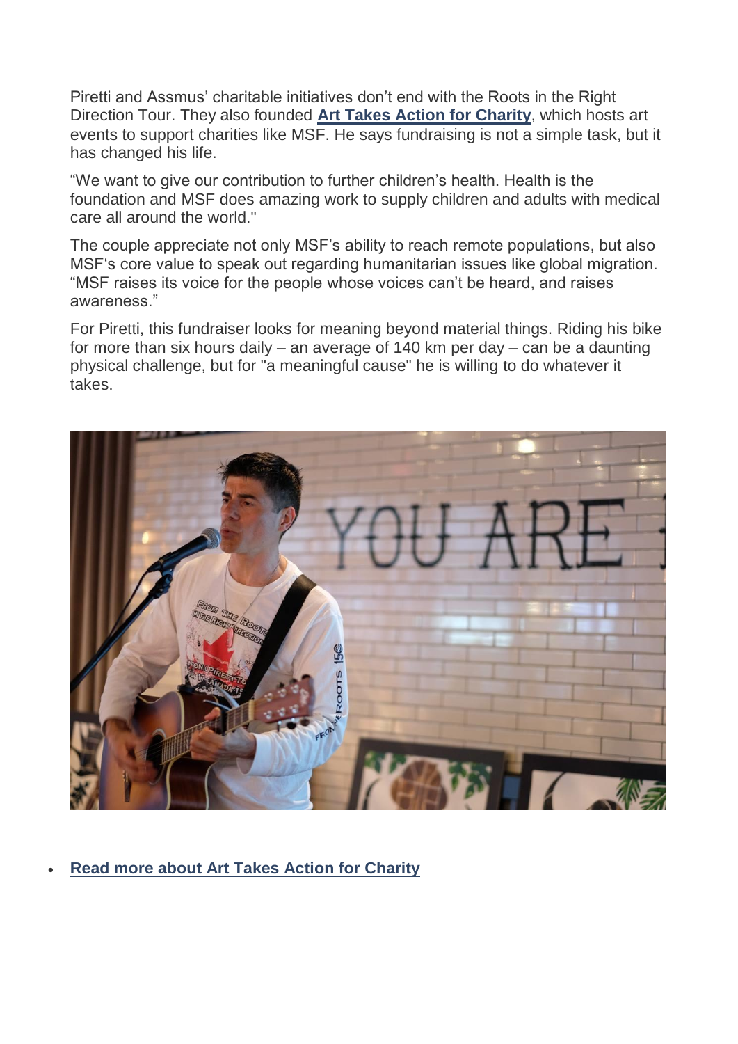Piretti and Assmus' charitable initiatives don't end with the Roots in the Right Direction Tour. They also founded **Art Takes Action for Charity**, which hosts art events to support charities like MSF. He says fundraising is not a simple task, but it has changed his life.

"We want to give our contribution to further children's health. Health is the foundation and MSF does amazing work to supply children and adults with medical care all around the world."

The couple appreciate not only MSF's ability to reach remote populations, but also MSF's core value to speak out regarding humanitarian issues like global migration. "MSF raises its voice for the people whose voices can't be heard, and raises awareness."

For Piretti, this fundraiser looks for meaning beyond material things. Riding his bike for more than six hours daily – an average of 140 km per day – can be a daunting physical challenge, but for "a meaningful cause" he is willing to do whatever it takes.

- **Read more about Art Takes Action for Charity**